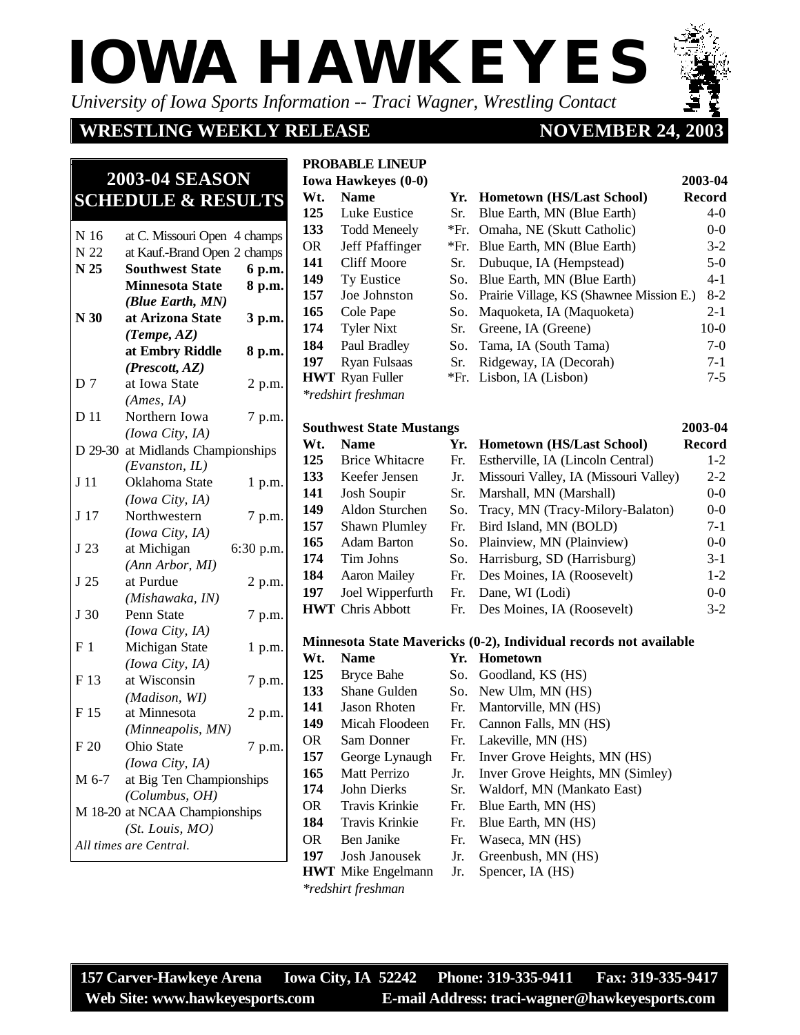# IOWA HAWKEYES

*University of Iowa Sports Information -- Traci Wagner, Wrestling Contact*

## WRESTLING WEEKLY RELEASE — NOVEMBER 24, 2003

### 2003-04 SEASON SCHEDULE & RESULTS

| Date | Event | Time/Result |
|---|---|---|
| N 16 | at C. Missouri Open | 4 champs |
| N 22 | at Kauf.-Brand Open | 2 champs |
| **N 25** | **Southwest State** | **6 p.m.** |
| | **Minnesota State** | **8 p.m.** |
| | ***(Blue Earth, MN)*** | |
| **N 30** | **at Arizona State** | **3 p.m.** |
| | ***(Tempe, AZ)*** | |
| | **at Embry Riddle** | **8 p.m.** |
| | ***(Prescott, AZ)*** | |
| D 7 | at Iowa State | 2 p.m. |
| | *(Ames, IA)* | |
| D 11 | Northern Iowa | 7 p.m. |
| | *(Iowa City, IA)* | |
| D 29-30 | at Midlands Championships | |
| | *(Evanston, IL)* | |
| J 11 | Oklahoma State | 1 p.m. |
| | *(Iowa City, IA)* | |
| J 17 | Northwestern | 7 p.m. |
| | *(Iowa City, IA)* | |
| J 23 | at Michigan | 6:30 p.m. |
| | *(Ann Arbor, MI)* | |
| J 25 | at Purdue | 2 p.m. |
| | *(Mishawaka, IN)* | |
| J 30 | Penn State | 7 p.m. |
| | *(Iowa City, IA)* | |
| F 1 | Michigan State | 1 p.m. |
| | *(Iowa City, IA)* | |
| F 13 | at Wisconsin | 7 p.m. |
| | *(Madison, WI)* | |
| F 15 | at Minnesota | 2 p.m. |
| | *(Minneapolis, MN)* | |
| F 20 | Ohio State | 7 p.m. |
| | *(Iowa City, IA)* | |
| M 6-7 | at Big Ten Championships | |
| | *(Columbus, OH)* | |
| M 18-20 | at NCAA Championships | |
| | *(St. Louis, MO)* | |

*All times are Central.*

### PROBABLE LINEUP

**Iowa Hawkeyes (0-0)**

| Wt. | Name | Yr. | Hometown (HS/Last School) | 2003-04 Record |
|---|---|---|---|---|
| 125 | Luke Eustice | Sr. | Blue Earth, MN (Blue Earth) | 4-0 |
| 133 | Todd Meneely | *Fr. | Omaha, NE (Skutt Catholic) | 0-0 |
| OR | Jeff Pfaffinger | *Fr. | Blue Earth, MN (Blue Earth) | 3-2 |
| 141 | Cliff Moore | Sr. | Dubuque, IA (Hempstead) | 5-0 |
| 149 | Ty Eustice | So. | Blue Earth, MN (Blue Earth) | 4-1 |
| 157 | Joe Johnston | So. | Prairie Village, KS (Shawnee Mission E.) | 8-2 |
| 165 | Cole Pape | So. | Maquoketa, IA (Maquoketa) | 2-1 |
| 174 | Tyler Nixt | Sr. | Greene, IA (Greene) | 10-0 |
| 184 | Paul Bradley | So. | Tama, IA (South Tama) | 7-0 |
| 197 | Ryan Fulsaas | Sr. | Ridgeway, IA (Decorah) | 7-1 |
| HWT | Ryan Fuller | *Fr. | Lisbon, IA (Lisbon) | 7-5 |

*redshirt freshman

**Southwest State Mustangs**

| Wt. | Name | Yr. | Hometown (HS/Last School) | 2003-04 Record |
|---|---|---|---|---|
| 125 | Brice Whitacre | Fr. | Estherville, IA (Lincoln Central) | 1-2 |
| 133 | Keefer Jensen | Jr. | Missouri Valley, IA (Missouri Valley) | 2-2 |
| 141 | Josh Soupir | Sr. | Marshall, MN (Marshall) | 0-0 |
| 149 | Aldon Sturchen | So. | Tracy, MN (Tracy-Milory-Balaton) | 0-0 |
| 157 | Shawn Plumley | Fr. | Bird Island, MN (BOLD) | 7-1 |
| 165 | Adam Barton | So. | Plainview, MN (Plainview) | 0-0 |
| 174 | Tim Johns | So. | Harrisburg, SD (Harrisburg) | 3-1 |
| 184 | Aaron Mailey | Fr. | Des Moines, IA (Roosevelt) | 1-2 |
| 197 | Joel Wipperfurth | Fr. | Dane, WI (Lodi) | 0-0 |
| HWT | Chris Abbott | Fr. | Des Moines, IA (Roosevelt) | 3-2 |

**Minnesota State Mavericks (0-2), Individual records not available**

| Wt. | Name | Yr. | Hometown |
|---|---|---|---|
| 125 | Bryce Bahe | So. | Goodland, KS (HS) |
| 133 | Shane Gulden | So. | New Ulm, MN (HS) |
| 141 | Jason Rhoten | Fr. | Mantorville, MN (HS) |
| 149 | Micah Floodeen | Fr. | Cannon Falls, MN (HS) |
| OR | Sam Donner | Fr. | Lakeville, MN (HS) |
| 157 | George Lynaugh | Fr. | Inver Grove Heights, MN (HS) |
| 165 | Matt Perrizo | Jr. | Inver Grove Heights, MN (Simley) |
| 174 | John Dierks | Sr. | Waldorf, MN (Mankato East) |
| OR | Travis Krinkie | Fr. | Blue Earth, MN (HS) |
| 184 | Travis Krinkie | Fr. | Blue Earth, MN (HS) |
| OR | Ben Janike | Fr. | Waseca, MN (HS) |
| 197 | Josh Janousek | Jr. | Greenbush, MN (HS) |
| HWT | Mike Engelmann | Jr. | Spencer, IA (HS) |

*redshirt freshman

**157 Carver-Hawkeye Arena  Iowa City, IA 52242  Phone: 319-335-9411  Fax: 319-335-9417**
**Web Site: www.hawkeyesports.com  E-mail Address: traci-wagner@hawkeyesports.com**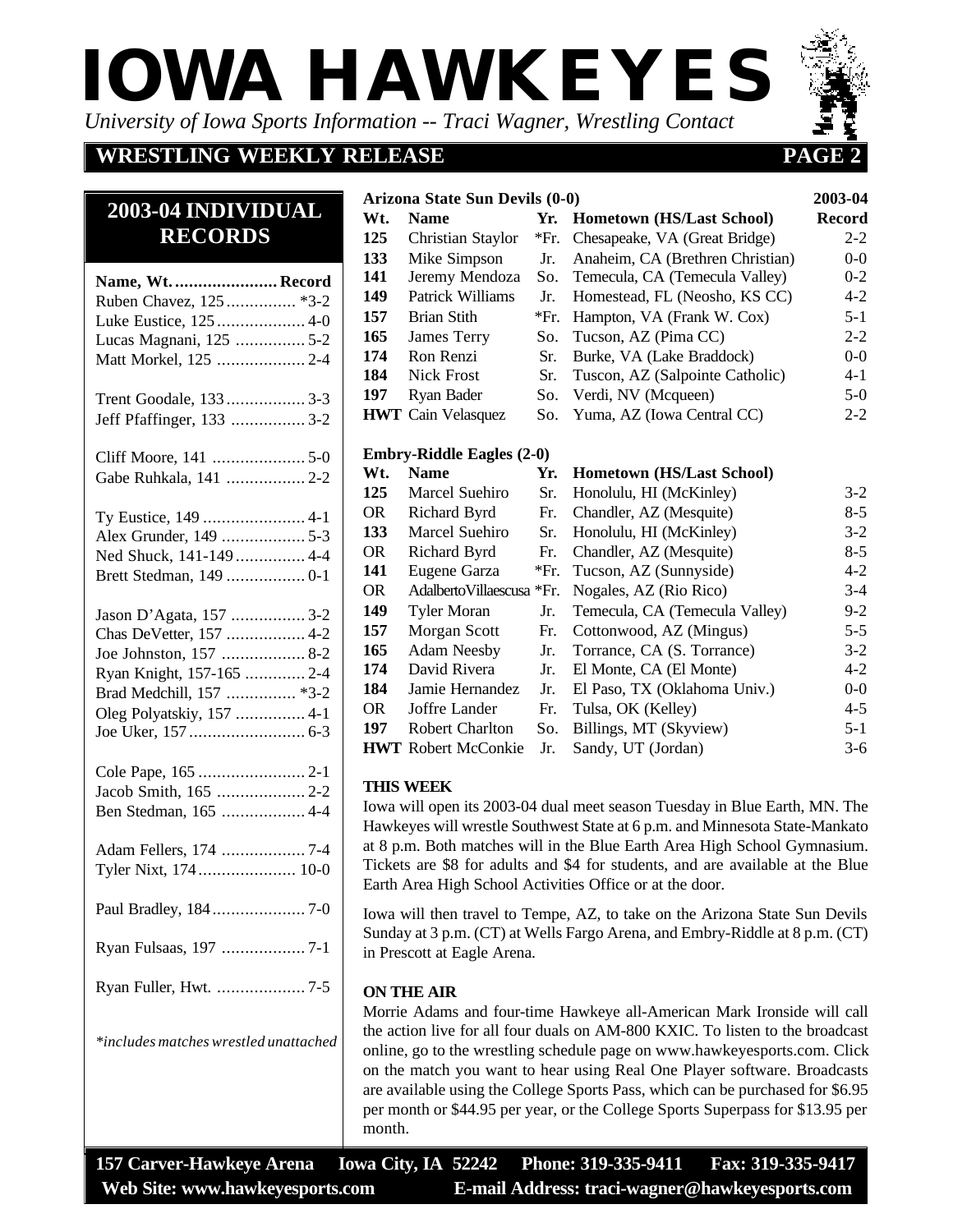## 2003-04 INDIVIDUAL RECORDS

| Name, Wt. | Record |
|---|---|
| Ruben Chavez, 125 | *3-2 |
| Luke Eustice, 125 | 4-0 |
| Lucas Magnani, 125 | 5-2 |
| Matt Morkel, 125 | 2-4 |
| Trent Goodale, 133 | 3-3 |
| Jeff Pfaffinger, 133 | 3-2 |
| Cliff Moore, 141 | 5-0 |
| Gabe Ruhkala, 141 | 2-2 |
| Ty Eustice, 149 | 4-1 |
| Alex Grunder, 149 | 5-3 |
| Ned Shuck, 141-149 | 4-4 |
| Brett Stedman, 149 | 0-1 |
| Jason D'Agata, 157 | 3-2 |
| Chas DeVetter, 157 | 4-2 |
| Joe Johnston, 157 | 8-2 |
| Ryan Knight, 157-165 | 2-4 |
| Brad Medchill, 157 | *3-2 |
| Oleg Polyatskiy, 157 | 4-1 |
| Joe Uker, 157 | 6-3 |
| Cole Pape, 165 | 2-1 |
| Jacob Smith, 165 | 2-2 |
| Ben Stedman, 165 | 4-4 |
| Adam Fellers, 174 | 7-4 |
| Tyler Nixt, 174 | 10-0 |
| Paul Bradley, 184 | 7-0 |
| Ryan Fulsaas, 197 | 7-1 |
| Ryan Fuller, Hwt. | 7-5 |

*includes matches wrestled unattached

**Arizona State Sun Devils (0-0)**

| Wt. | Name | Yr. | Hometown (HS/Last School) | 2003-04 Record |
|---|---|---|---|---|
| 125 | Christian Staylor | *Fr. | Chesapeake, VA (Great Bridge) | 2-2 |
| 133 | Mike Simpson | Jr. | Anaheim, CA (Brethren Christian) | 0-0 |
| 141 | Jeremy Mendoza | So. | Temecula, CA (Temecula Valley) | 0-2 |
| 149 | Patrick Williams | Jr. | Homestead, FL (Neosho, KS CC) | 4-2 |
| 157 | Brian Stith | *Fr. | Hampton, VA (Frank W. Cox) | 5-1 |
| 165 | James Terry | So. | Tucson, AZ (Pima CC) | 2-2 |
| 174 | Ron Renzi | Sr. | Burke, VA (Lake Braddock) | 0-0 |
| 184 | Nick Frost | Sr. | Tuscon, AZ (Salpointe Catholic) | 4-1 |
| 197 | Ryan Bader | So. | Verdi, NV (Mcqueen) | 5-0 |
| HWT | Cain Velasquez | So. | Yuma, AZ (Iowa Central CC) | 2-2 |

**Embry-Riddle Eagles (2-0)**

| Wt. | Name | Yr. | Hometown (HS/Last School) | Record |
|---|---|---|---|---|
| 125 | Marcel Suehiro | Sr. | Honolulu, HI (McKinley) | 3-2 |
| OR | Richard Byrd | Fr. | Chandler, AZ (Mesquite) | 8-5 |
| 133 | Marcel Suehiro | Sr. | Honolulu, HI (McKinley) | 3-2 |
| OR | Richard Byrd | Fr. | Chandler, AZ (Mesquite) | 8-5 |
| 141 | Eugene Garza | *Fr. | Tucson, AZ (Sunnyside) | 4-2 |
| OR | Adalberto Villaescusa | *Fr. | Nogales, AZ (Rio Rico) | 3-4 |
| 149 | Tyler Moran | Jr. | Temecula, CA (Temecula Valley) | 9-2 |
| 157 | Morgan Scott | Fr. | Cottonwood, AZ (Mingus) | 5-5 |
| 165 | Adam Neesby | Jr. | Torrance, CA (S. Torrance) | 3-2 |
| 174 | David Rivera | Jr. | El Monte, CA (El Monte) | 4-2 |
| 184 | Jamie Hernandez | Jr. | El Paso, TX (Oklahoma Univ.) | 0-0 |
| OR | Joffre Lander | Fr. | Tulsa, OK (Kelley) | 4-5 |
| 197 | Robert Charlton | So. | Billings, MT (Skyview) | 5-1 |
| HWT | Robert McConkie | Jr. | Sandy, UT (Jordan) | 3-6 |

### THIS WEEK

Iowa will open its 2003-04 dual meet season Tuesday in Blue Earth, MN. The Hawkeyes will wrestle Southwest State at 6 p.m. and Minnesota State-Mankato at 8 p.m. Both matches will in the Blue Earth Area High School Gymnasium. Tickets are $8 for adults and $4 for students, and are available at the Blue Earth Area High School Activities Office or at the door.

Iowa will then travel to Tempe, AZ, to take on the Arizona State Sun Devils Sunday at 3 p.m. (CT) at Wells Fargo Arena, and Embry-Riddle at 8 p.m. (CT) in Prescott at Eagle Arena.

### ON THE AIR

Morrie Adams and four-time Hawkeye all-American Mark Ironside will call the action live for all four duals on AM-800 KXIC. To listen to the broadcast online, go to the wrestling schedule page on www.hawkeyesports.com. Click on the match you want to hear using Real One Player software. Broadcasts are available using the College Sports Pass, which can be purchased for $6.95 per month or $44.95 per year, or the College Sports Superpass for $13.95 per month.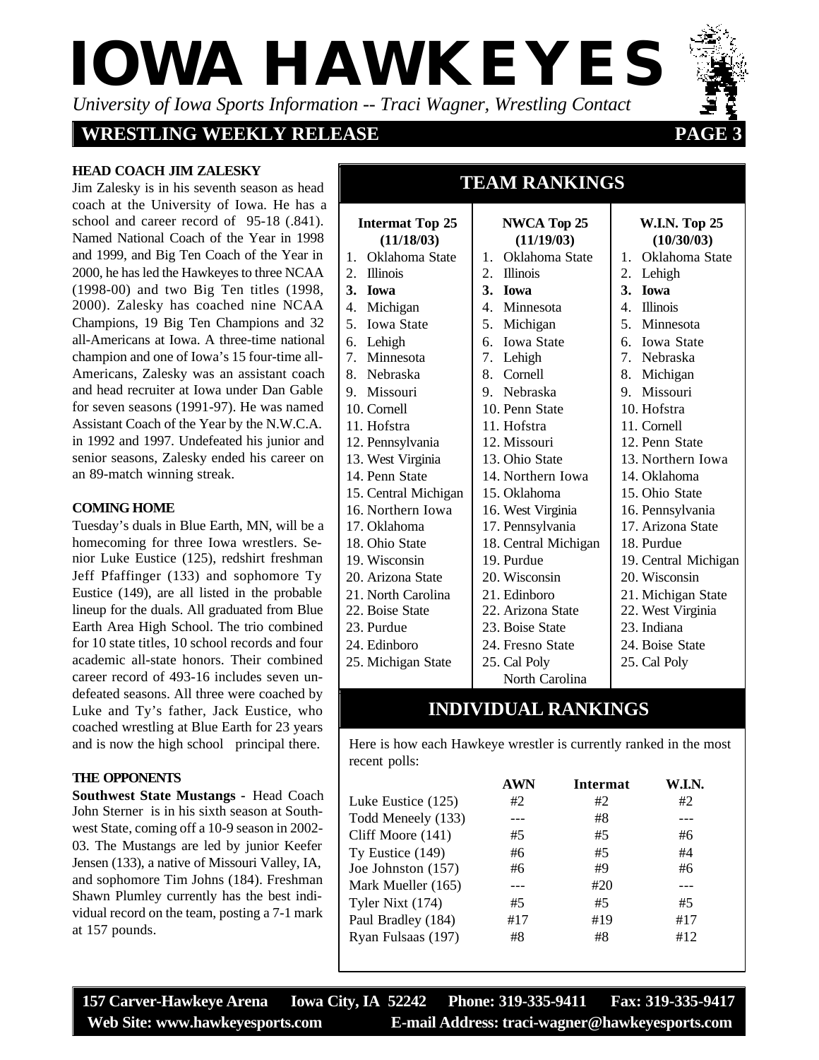# IOWA HAWKEYES

*University of Iowa Sports Information -- Traci Wagner, Wrestling Contact*

## WRESTLING WEEKLY RELEASE

### HEAD COACH JIM ZALESKY

Jim Zalesky is in his seventh season as head coach at the University of Iowa. He has a school and career record of 95-18 (.841). Named National Coach of the Year in 1998 and 1999, and Big Ten Coach of the Year in 2000, he has led the Hawkeyes to three NCAA (1998-00) and two Big Ten titles (1998, 2000). Zalesky has coached nine NCAA Champions, 19 Big Ten Champions and 32 all-Americans at Iowa. A three-time national champion and one of Iowa's 15 four-time all-Americans, Zalesky was an assistant coach and head recruiter at Iowa under Dan Gable for seven seasons (1991-97). He was named Assistant Coach of the Year by the N.W.C.A. in 1992 and 1997. Undefeated his junior and senior seasons, Zalesky ended his career on an 89-match winning streak.

### COMING HOME

Tuesday's duals in Blue Earth, MN, will be a homecoming for three Iowa wrestlers. Senior Luke Eustice (125), redshirt freshman Jeff Pfaffinger (133) and sophomore Ty Eustice (149), are all listed in the probable lineup for the duals. All graduated from Blue Earth Area High School. The trio combined for 10 state titles, 10 school records and four academic all-state honors. Their combined career record of 493-16 includes seven undefeated seasons. All three were coached by Luke and Ty's father, Jack Eustice, who coached wrestling at Blue Earth for 23 years and is now the high school principal there.

### THE OPPONENTS

**Southwest State Mustangs -** Head Coach John Sterner is in his sixth season at Southwest State, coming off a 10-9 season in 2002-03. The Mustangs are led by junior Keefer Jensen (133), a native of Missouri Valley, IA, and sophomore Tim Johns (184). Freshman Shawn Plumley currently has the best individual record on the team, posting a 7-1 mark at 157 pounds.

## TEAM RANKINGS

| | Intermat Top 25 (11/18/03) | NWCA Top 25 (11/19/03) | W.I.N. Top 25 (10/30/03) |
|---|---|---|---|
| 1. | Oklahoma State | Oklahoma State | Oklahoma State |
| 2. | Illinois | Illinois | Lehigh |
| **3.** | **Iowa** | **Iowa** | **Iowa** |
| 4. | Michigan | Minnesota | Illinois |
| 5. | Iowa State | Michigan | Minnesota |
| 6. | Lehigh | Iowa State | Iowa State |
| 7. | Minnesota | Lehigh | Nebraska |
| 8. | Nebraska | Cornell | Michigan |
| 9. | Missouri | Nebraska | Missouri |
| 10. | Cornell | Penn State | Hofstra |
| 11. | Hofstra | Hofstra | Cornell |
| 12. | Pennsylvania | Missouri | Penn State |
| 13. | West Virginia | Ohio State | Northern Iowa |
| 14. | Penn State | Northern Iowa | Oklahoma |
| 15. | Central Michigan | Oklahoma | Ohio State |
| 16. | Northern Iowa | West Virginia | Pennsylvania |
| 17. | Oklahoma | Pennsylvania | Arizona State |
| 18. | Ohio State | Central Michigan | Purdue |
| 19. | Wisconsin | Purdue | Central Michigan |
| 20. | Arizona State | Wisconsin | Wisconsin |
| 21. | North Carolina | Edinboro | Michigan State |
| 22. | Boise State | Arizona State | West Virginia |
| 23. | Purdue | Boise State | Indiana |
| 24. | Edinboro | Fresno State | Boise State |
| 25. | Michigan State | Cal Poly, North Carolina | Cal Poly |

## INDIVIDUAL RANKINGS

Here is how each Hawkeye wrestler is currently ranked in the most recent polls:

| | AWN | Intermat | W.I.N. |
|---|---|---|---|
| Luke Eustice (125) | #2 | #2 | #2 |
| Todd Meneely (133) | --- | #8 | --- |
| Cliff Moore (141) | #5 | #5 | #6 |
| Ty Eustice (149) | #6 | #5 | #4 |
| Joe Johnston (157) | #6 | #9 | #6 |
| Mark Mueller (165) | --- | #20 | --- |
| Tyler Nixt (174) | #5 | #5 | #5 |
| Paul Bradley (184) | #17 | #19 | #17 |
| Ryan Fulsaas (197) | #8 | #8 | #12 |

**157 Carver-Hawkeye Arena Iowa City, IA 52242 Phone: 319-335-9411 Fax: 319-335-9417**
**Web Site: www.hawkeyesports.com E-mail Address: traci-wagner@hawkeyesports.com**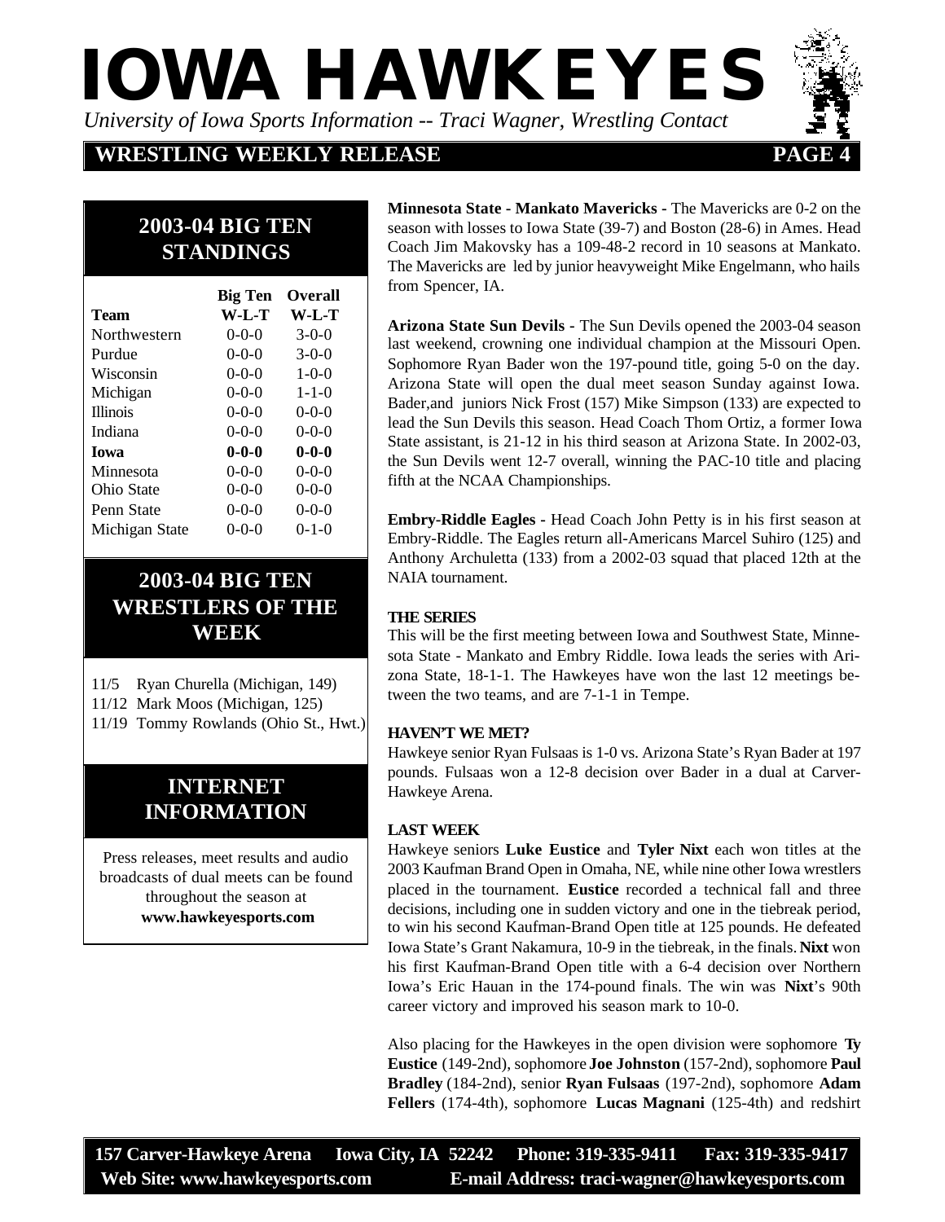## 2003-04 BIG TEN STANDINGS

| Team | Big Ten W-L-T | Overall W-L-T |
|---|---|---|
| Northwestern | 0-0-0 | 3-0-0 |
| Purdue | 0-0-0 | 3-0-0 |
| Wisconsin | 0-0-0 | 1-0-0 |
| Michigan | 0-0-0 | 1-1-0 |
| Illinois | 0-0-0 | 0-0-0 |
| Indiana | 0-0-0 | 0-0-0 |
| **Iowa** | **0-0-0** | **0-0-0** |
| Minnesota | 0-0-0 | 0-0-0 |
| Ohio State | 0-0-0 | 0-0-0 |
| Penn State | 0-0-0 | 0-0-0 |
| Michigan State | 0-0-0 | 0-1-0 |

## 2003-04 BIG TEN WRESTLERS OF THE WEEK

11/5 Ryan Churella (Michigan, 149)
11/12 Mark Moos (Michigan, 125)
11/19 Tommy Rowlands (Ohio St., Hwt.)

## INTERNET INFORMATION

Press releases, meet results and audio broadcasts of dual meets can be found throughout the season at **www.hawkeyesports.com**

**Minnesota State - Mankato Mavericks** - The Mavericks are 0-2 on the season with losses to Iowa State (39-7) and Boston (28-6) in Ames. Head Coach Jim Makovsky has a 109-48-2 record in 10 seasons at Mankato. The Mavericks are led by junior heavyweight Mike Engelmann, who hails from Spencer, IA.

**Arizona State Sun Devils** - The Sun Devils opened the 2003-04 season last weekend, crowning one individual champion at the Missouri Open. Sophomore Ryan Bader won the 197-pound title, going 5-0 on the day. Arizona State will open the dual meet season Sunday against Iowa. Bader,and juniors Nick Frost (157) Mike Simpson (133) are expected to lead the Sun Devils this season. Head Coach Thom Ortiz, a former Iowa State assistant, is 21-12 in his third season at Arizona State. In 2002-03, the Sun Devils went 12-7 overall, winning the PAC-10 title and placing fifth at the NCAA Championships.

**Embry-Riddle Eagles -** Head Coach John Petty is in his first season at Embry-Riddle. The Eagles return all-Americans Marcel Suhiro (125) and Anthony Archuletta (133) from a 2002-03 squad that placed 12th at the NAIA tournament.

### THE SERIES

This will be the first meeting between Iowa and Southwest State, Minnesota State - Mankato and Embry Riddle. Iowa leads the series with Arizona State, 18-1-1. The Hawkeyes have won the last 12 meetings between the two teams, and are 7-1-1 in Tempe.

### HAVEN'T WE MET?

Hawkeye senior Ryan Fulsaas is 1-0 vs. Arizona State's Ryan Bader at 197 pounds. Fulsaas won a 12-8 decision over Bader in a dual at Carver-Hawkeye Arena.

### LAST WEEK

Hawkeye seniors **Luke Eustice** and **Tyler Nixt** each won titles at the 2003 Kaufman Brand Open in Omaha, NE, while nine other Iowa wrestlers placed in the tournament. **Eustice** recorded a technical fall and three decisions, including one in sudden victory and one in the tiebreak period, to win his second Kaufman-Brand Open title at 125 pounds. He defeated Iowa State's Grant Nakamura, 10-9 in the tiebreak, in the finals. **Nixt** won his first Kaufman-Brand Open title with a 6-4 decision over Northern Iowa's Eric Hauan in the 174-pound finals. The win was **Nixt**'s 90th career victory and improved his season mark to 10-0.

Also placing for the Hawkeyes in the open division were sophomore **Ty Eustice** (149-2nd), sophomore **Joe Johnston** (157-2nd), sophomore **Paul Bradley** (184-2nd), senior **Ryan Fulsaas** (197-2nd), sophomore **Adam Fellers** (174-4th), sophomore **Lucas Magnani** (125-4th) and redshirt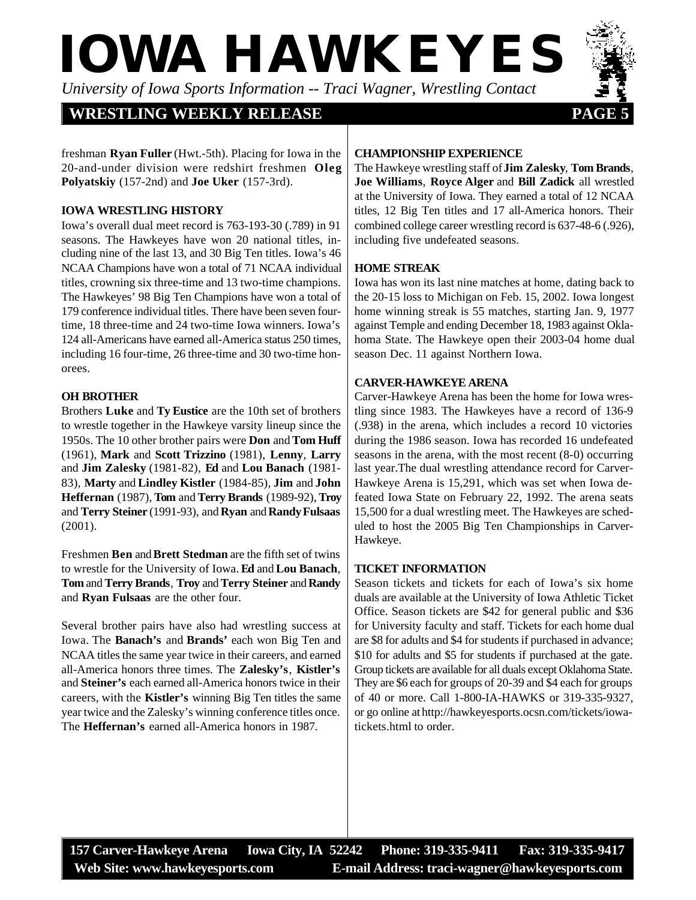freshman **Ryan Fuller** (Hwt.-5th). Placing for Iowa in the 20-and-under division were redshirt freshmen **Oleg Polyatskiy** (157-2nd) and **Joe Uker** (157-3rd).

**IOWA WRESTLING HISTORY**

Iowa's overall dual meet record is 763-193-30 (.789) in 91 seasons. The Hawkeyes have won 20 national titles, including nine of the last 13, and 30 Big Ten titles. Iowa's 46 NCAA Champions have won a total of 71 NCAA individual titles, crowning six three-time and 13 two-time champions. The Hawkeyes' 98 Big Ten Champions have won a total of 179 conference individual titles. There have been seven four-time, 18 three-time and 24 two-time Iowa winners. Iowa's 124 all-Americans have earned all-America status 250 times, including 16 four-time, 26 three-time and 30 two-time honorees.

**OH BROTHER**

Brothers **Luke** and **Ty Eustice** are the 10th set of brothers to wrestle together in the Hawkeye varsity lineup since the 1950s. The 10 other brother pairs were **Don** and **Tom Huff** (1961), **Mark** and **Scott Trizzino** (1981), **Lenny**, **Larry** and **Jim Zalesky** (1981-82), **Ed** and **Lou Banach** (1981-83), **Marty** and **Lindley Kistler** (1984-85), **Jim** and **John Heffernan** (1987), **Tom** and **Terry Brands** (1989-92), **Troy** and **Terry Steiner** (1991-93), and **Ryan** and **Randy Fulsaas** (2001).

Freshmen **Ben** and **Brett Stedman** are the fifth set of twins to wrestle for the University of Iowa. **Ed** and **Lou Banach**, **Tom** and **Terry Brands**, **Troy** and **Terry Steiner** and **Randy** and **Ryan Fulsaas** are the other four.

Several brother pairs have also had wrestling success at Iowa. The **Banach's** and **Brands'** each won Big Ten and NCAA titles the same year twice in their careers, and earned all-America honors three times. The **Zalesky's**, **Kistler's** and **Steiner's** each earned all-America honors twice in their careers, with the **Kistler's** winning Big Ten titles the same year twice and the Zalesky's winning conference titles once. The **Heffernan's** earned all-America honors in 1987.

**CHAMPIONSHIP EXPERIENCE**

The Hawkeye wrestling staff of **Jim Zalesky**, **Tom Brands**, **Joe Williams**, **Royce Alger** and **Bill Zadick** all wrestled at the University of Iowa. They earned a total of 12 NCAA titles, 12 Big Ten titles and 17 all-America honors. Their combined college career wrestling record is 637-48-6 (.926), including five undefeated seasons.

**HOME STREAK**

Iowa has won its last nine matches at home, dating back to the 20-15 loss to Michigan on Feb. 15, 2002. Iowa longest home winning streak is 55 matches, starting Jan. 9, 1977 against Temple and ending December 18, 1983 against Oklahoma State. The Hawkeye open their 2003-04 home dual season Dec. 11 against Northern Iowa.

**CARVER-HAWKEYE ARENA**

Carver-Hawkeye Arena has been the home for Iowa wrestling since 1983. The Hawkeyes have a record of 136-9 (.938) in the arena, which includes a record 10 victories during the 1986 season. Iowa has recorded 16 undefeated seasons in the arena, with the most recent (8-0) occurring last year.The dual wrestling attendance record for Carver-Hawkeye Arena is 15,291, which was set when Iowa defeated Iowa State on February 22, 1992. The arena seats 15,500 for a dual wrestling meet. The Hawkeyes are scheduled to host the 2005 Big Ten Championships in Carver-Hawkeye.

**TICKET INFORMATION**

Season tickets and tickets for each of Iowa's six home duals are available at the University of Iowa Athletic Ticket Office. Season tickets are $42 for general public and $36 for University faculty and staff. Tickets for each home dual are $8 for adults and $4 for students if purchased in advance; $10 for adults and $5 for students if purchased at the gate. Group tickets are available for all duals except Oklahoma State. They are $6 each for groups of 20-39 and $4 each for groups of 40 or more. Call 1-800-IA-HAWKS or 319-335-9327, or go online at http://hawkeyesports.ocsn.com/tickets/iowa-tickets.html to order.